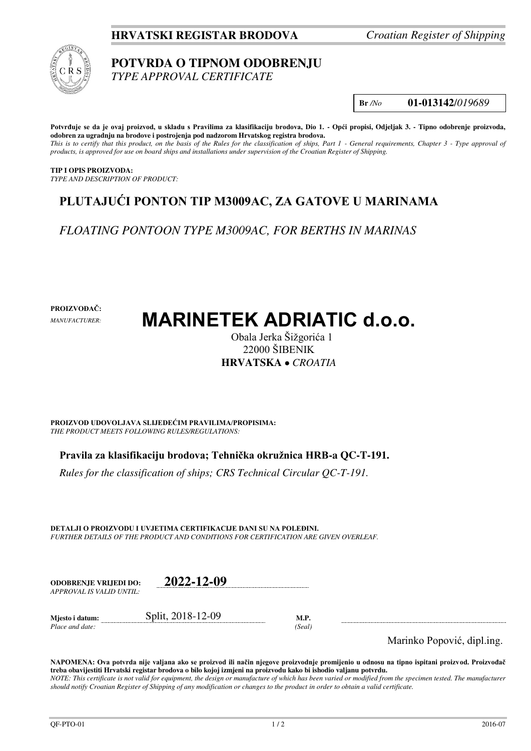**HRVATSKI REGISTAR BRODOVA** *Croatian Register of Shipping*

# POTVRDA O TIPNOM ODOBRENJU
*TYPE APPROVAL CERTIFICATE*

**Br** */No* **01-013142/***019689*

**Potvrđuje se da je ovaj proizvod, u skladu s Pravilima za klasifikaciju brodova, Dio 1. - Opći propisi, Odjeljak 3. - Tipno odobrenje proizvoda, odobren za ugradnju na brodove i postrojenja pod nadzorom Hrvatskog registra brodova.**
*This is to certify that this product, on the basis of the Rules for the classification of ships, Part 1 - General requirements, Chapter 3 - Type approval of products, is approved for use on board ships and installations under supervision of the Croatian Register of Shipping.*

**TIP I OPIS PROIZVODA:**
*TYPE AND DESCRIPTION OF PRODUCT:*

## PLUTAJUĆI PONTON TIP M3009AC, ZA GATOVE U MARINAMA

*FLOATING PONTOON TYPE M3009AC, FOR BERTHS IN MARINAS*

**PROIZVOĐAČ:**
*MANUFACTURER:*

# MARINETEK ADRIATIC d.o.o.

Obala Jerka Šižgorića 1
22000 ŠIBENIK
**HRVATSKA** • *CROATIA*

**PROIZVOD UDOVOLJAVA SLIJEDEĆIM PRAVILIMA/PROPISIMA:**
*THE PRODUCT MEETS FOLLOWING RULES/REGULATIONS:*

**Pravila za klasifikaciju brodova; Tehnička okružnica HRB-a QC-T-191.**

*Rules for the classification of ships; CRS Technical Circular QC-T-191.*

**DETALJI O PROIZVODU I UVJETIMA CERTIFIKACIJE DANI SU NA POLEĐINI.**
*FURTHER DETAILS OF THE PRODUCT AND CONDITIONS FOR CERTIFICATION ARE GIVEN OVERLEAF.*

**ODOBRENJE VRIJEDI DO:** **2022-12-09**
*APPROVAL IS VALID UNTIL:*

**Mjesto i datum:** Split, 2018-12-09 **M.P.**
*Place and date:* *(Seal)*

Marinko Popović, dipl.ing.

**NAPOMENA: Ova potvrda nije valjana ako se proizvod ili način njegove proizvodnje promijenio u odnosu na tipno ispitani proizvod. Proizvođač treba obavijestiti Hrvatski registar brodova o bilo kojoj izmjeni na proizvodu kako bi ishodio valjanu potvrdu.**
*NOTE: This certificate is not valid for equipment, the design or manufacture of which has been varied or modified from the specimen tested. The manufacturer should notify Croatian Register of Shipping of any modification or changes to the product in order to obtain a valid certificate.*

QF-PTO-01 2016-07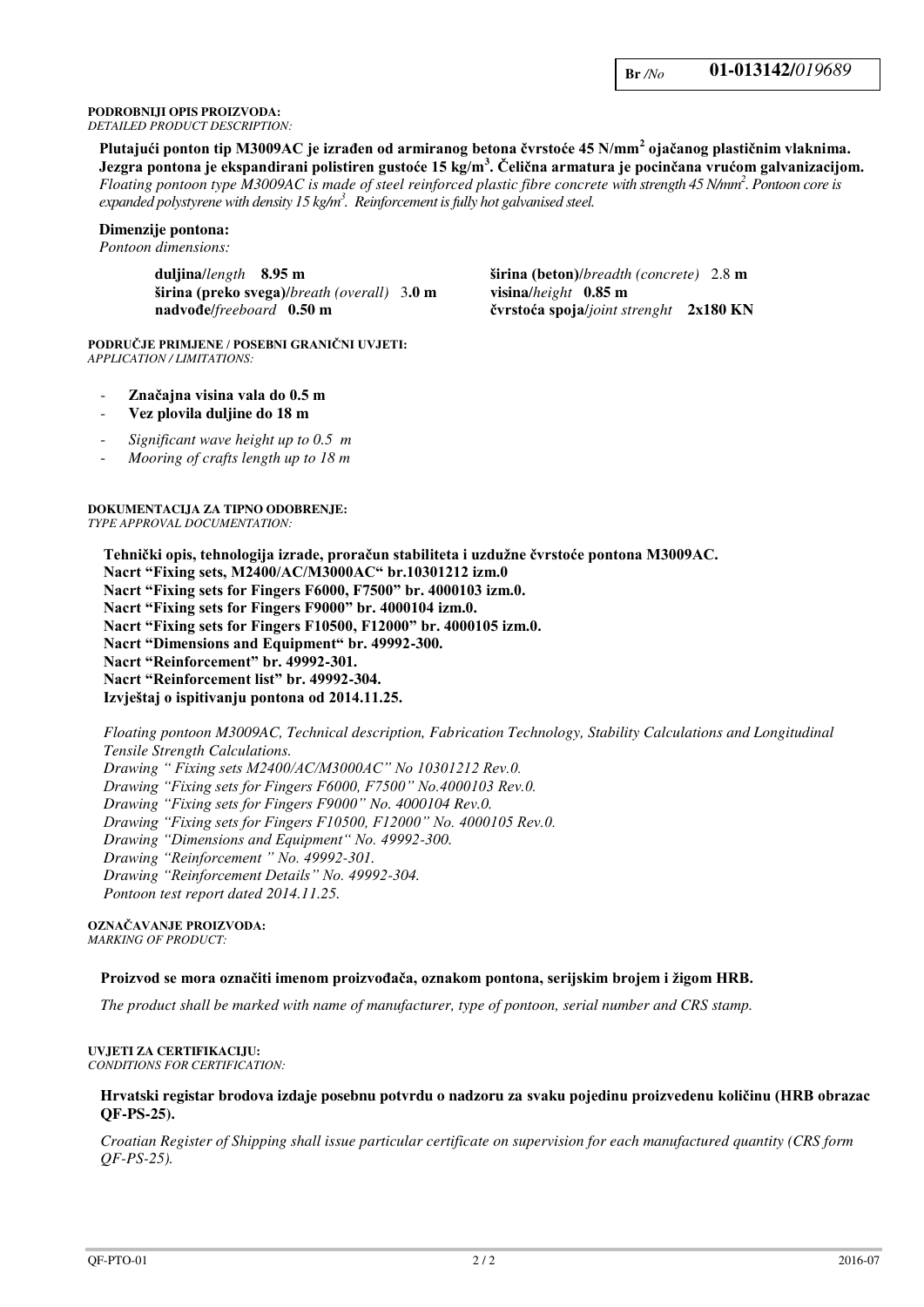**Br** */No* **01-013142/***019689*

**PODROBNIJI OPIS PROIZVODA:**
*DETAILED PRODUCT DESCRIPTION:*

**Plutajući ponton tip M3009AC je izrađen od armiranog betona čvrstoće 45 N/mm$^2$ ojačanog plastičnim vlaknima. Jezgra pontona je ekspandirani polistiren gustoće 15 kg/m$^3$. Čelična armatura je pocinčana vrućom galvanizacijom.**
*Floating pontoon type M3009AC is made of steel reinforced plastic fibre concrete with strength 45 N/mm$^2$. Pontoon core is expanded polystyrene with density 15 kg/m$^3$. Reinforcement is fully hot galvanised steel.*

**Dimenzije pontona:**
*Pontoon dimensions:*

| | |
|---|---|
| **duljina/***length* **8.95 m** | **širina (beton)/***breadth (concrete)* 2.8 **m** |
| **širina (preko svega)/***breath (overall)* 3**.0 m** | **visina/***height* **0.85 m** |
| **nadvođe/***freeboard* **0.50 m** | **čvrstoća spoja/***joint strenght* **2x180 KN** |

**PODRUČJE PRIMJENE / POSEBNI GRANIČNI UVJETI:**
*APPLICATION / LIMITATIONS:*

- **Značajna visina vala do 0.5 m**
- **Vez plovila duljine do 18 m**

- *Significant wave height up to 0.5 m*
- *Mooring of crafts length up to 18 m*

**DOKUMENTACIJA ZA TIPNO ODOBRENJE:**
*TYPE APPROVAL DOCUMENTATION:*

**Tehnički opis, tehnologija izrade, proračun stabiliteta i uzdužne čvrstoće pontona M3009AC.**
**Nacrt "Fixing sets, M2400/AC/M3000AC" br.10301212 izm.0**
**Nacrt "Fixing sets for Fingers F6000, F7500" br. 4000103 izm.0.**
**Nacrt "Fixing sets for Fingers F9000" br. 4000104 izm.0.**
**Nacrt "Fixing sets for Fingers F10500, F12000" br. 4000105 izm.0.**
**Nacrt "Dimensions and Equipment" br. 49992-300.**
**Nacrt "Reinforcement" br. 49992-301.**
**Nacrt "Reinforcement list" br. 49992-304.**
**Izvještaj o ispitivanju pontona od 2014.11.25.**

*Floating pontoon M3009AC, Technical description, Fabrication Technology, Stability Calculations and Longitudinal Tensile Strength Calculations.*
*Drawing " Fixing sets M2400/AC/M3000AC" No 10301212 Rev.0.*
*Drawing "Fixing sets for Fingers F6000, F7500" No.4000103 Rev.0.*
*Drawing "Fixing sets for Fingers F9000" No. 4000104 Rev.0.*
*Drawing "Fixing sets for Fingers F10500, F12000" No. 4000105 Rev.0.*
*Drawing "Dimensions and Equipment" No. 49992-300.*
*Drawing "Reinforcement " No. 49992-301.*
*Drawing "Reinforcement Details" No. 49992-304.*
*Pontoon test report dated 2014.11.25.*

**OZNAČAVANJE PROIZVODA:**
*MARKING OF PRODUCT:*

**Proizvod se mora označiti imenom proizvođača, oznakom pontona, serijskim brojem i žigom HRB.**

*The product shall be marked with name of manufacturer, type of pontoon, serial number and CRS stamp.*

**UVJETI ZA CERTIFIKACIJU:**
*CONDITIONS FOR CERTIFICATION:*

**Hrvatski registar brodova izdaje posebnu potvrdu o nadzoru za svaku pojedinu proizvedenu količinu (HRB obrazac QF-PS-25).**

*Croatian Register of Shipping shall issue particular certificate on supervision for each manufactured quantity (CRS form QF-PS-25).*